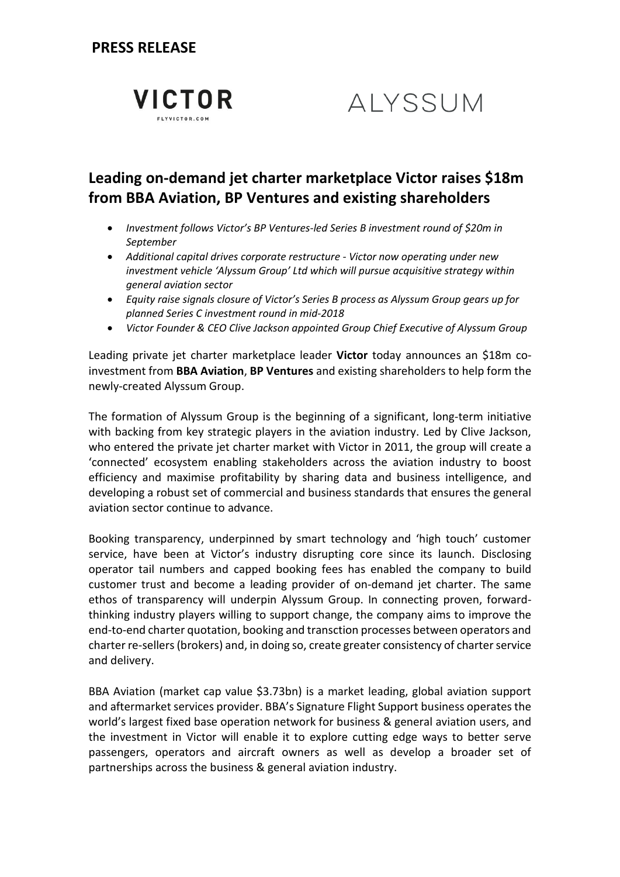**PRESS RELEASE**

VICTOR
FLYVICTOR.COM

ALYSSUM

## Leading on-demand jet charter marketplace Victor raises $18m from BBA Aviation, BP Ventures and existing shareholders

- *Investment follows Victor's BP Ventures-led Series B investment round of $20m in September*
- *Additional capital drives corporate restructure - Victor now operating under new investment vehicle 'Alyssum Group' Ltd which will pursue acquisitive strategy within general aviation sector*
- *Equity raise signals closure of Victor's Series B process as Alyssum Group gears up for planned Series C investment round in mid-2018*
- *Victor Founder & CEO Clive Jackson appointed Group Chief Executive of Alyssum Group*

Leading private jet charter marketplace leader **Victor** today announces an $18m co-investment from **BBA Aviation**, **BP Ventures** and existing shareholders to help form the newly-created Alyssum Group.

The formation of Alyssum Group is the beginning of a significant, long-term initiative with backing from key strategic players in the aviation industry. Led by Clive Jackson, who entered the private jet charter market with Victor in 2011, the group will create a 'connected' ecosystem enabling stakeholders across the aviation industry to boost efficiency and maximise profitability by sharing data and business intelligence, and developing a robust set of commercial and business standards that ensures the general aviation sector continue to advance.

Booking transparency, underpinned by smart technology and 'high touch' customer service, have been at Victor's industry disrupting core since its launch. Disclosing operator tail numbers and capped booking fees has enabled the company to build customer trust and become a leading provider of on-demand jet charter. The same ethos of transparency will underpin Alyssum Group. In connecting proven, forward-thinking industry players willing to support change, the company aims to improve the end-to-end charter quotation, booking and transction processes between operators and charter re-sellers (brokers) and, in doing so, create greater consistency of charter service and delivery.

BBA Aviation (market cap value $3.73bn) is a market leading, global aviation support and aftermarket services provider. BBA's Signature Flight Support business operates the world's largest fixed base operation network for business & general aviation users, and the investment in Victor will enable it to explore cutting edge ways to better serve passengers, operators and aircraft owners as well as develop a broader set of partnerships across the business & general aviation industry.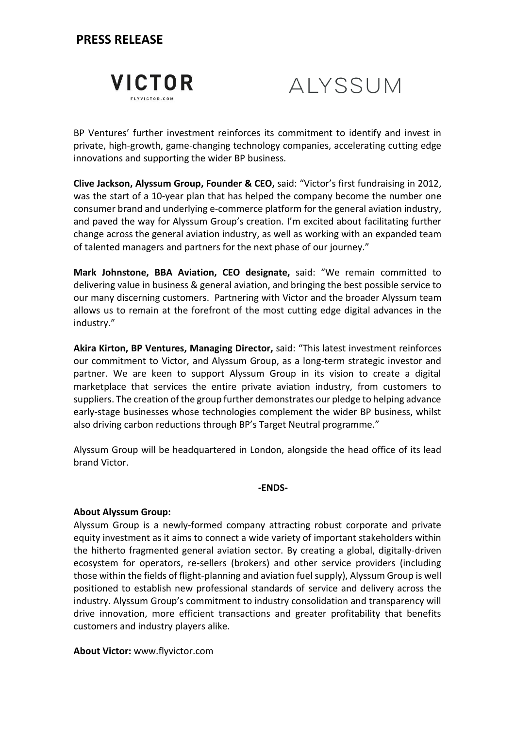## PRESS RELEASE

VICTOR
FLYVICTOR.COM

ALYSSUM

BP Ventures' further investment reinforces its commitment to identify and invest in private, high-growth, game-changing technology companies, accelerating cutting edge innovations and supporting the wider BP business.

**Clive Jackson, Alyssum Group, Founder & CEO,** said: "Victor's first fundraising in 2012, was the start of a 10-year plan that has helped the company become the number one consumer brand and underlying e-commerce platform for the general aviation industry, and paved the way for Alyssum Group's creation. I'm excited about facilitating further change across the general aviation industry, as well as working with an expanded team of talented managers and partners for the next phase of our journey."

**Mark Johnstone, BBA Aviation, CEO designate,** said: "We remain committed to delivering value in business & general aviation, and bringing the best possible service to our many discerning customers. Partnering with Victor and the broader Alyssum team allows us to remain at the forefront of the most cutting edge digital advances in the industry."

**Akira Kirton, BP Ventures, Managing Director,** said: "This latest investment reinforces our commitment to Victor, and Alyssum Group, as a long-term strategic investor and partner. We are keen to support Alyssum Group in its vision to create a digital marketplace that services the entire private aviation industry, from customers to suppliers. The creation of the group further demonstrates our pledge to helping advance early-stage businesses whose technologies complement the wider BP business, whilst also driving carbon reductions through BP's Target Neutral programme."

Alyssum Group will be headquartered in London, alongside the head office of its lead brand Victor.

**-ENDS-**

**About Alyssum Group:**
Alyssum Group is a newly-formed company attracting robust corporate and private equity investment as it aims to connect a wide variety of important stakeholders within the hitherto fragmented general aviation sector. By creating a global, digitally-driven ecosystem for operators, re-sellers (brokers) and other service providers (including those within the fields of flight-planning and aviation fuel supply), Alyssum Group is well positioned to establish new professional standards of service and delivery across the industry. Alyssum Group's commitment to industry consolidation and transparency will drive innovation, more efficient transactions and greater profitability that benefits customers and industry players alike.

**About Victor:** www.flyvictor.com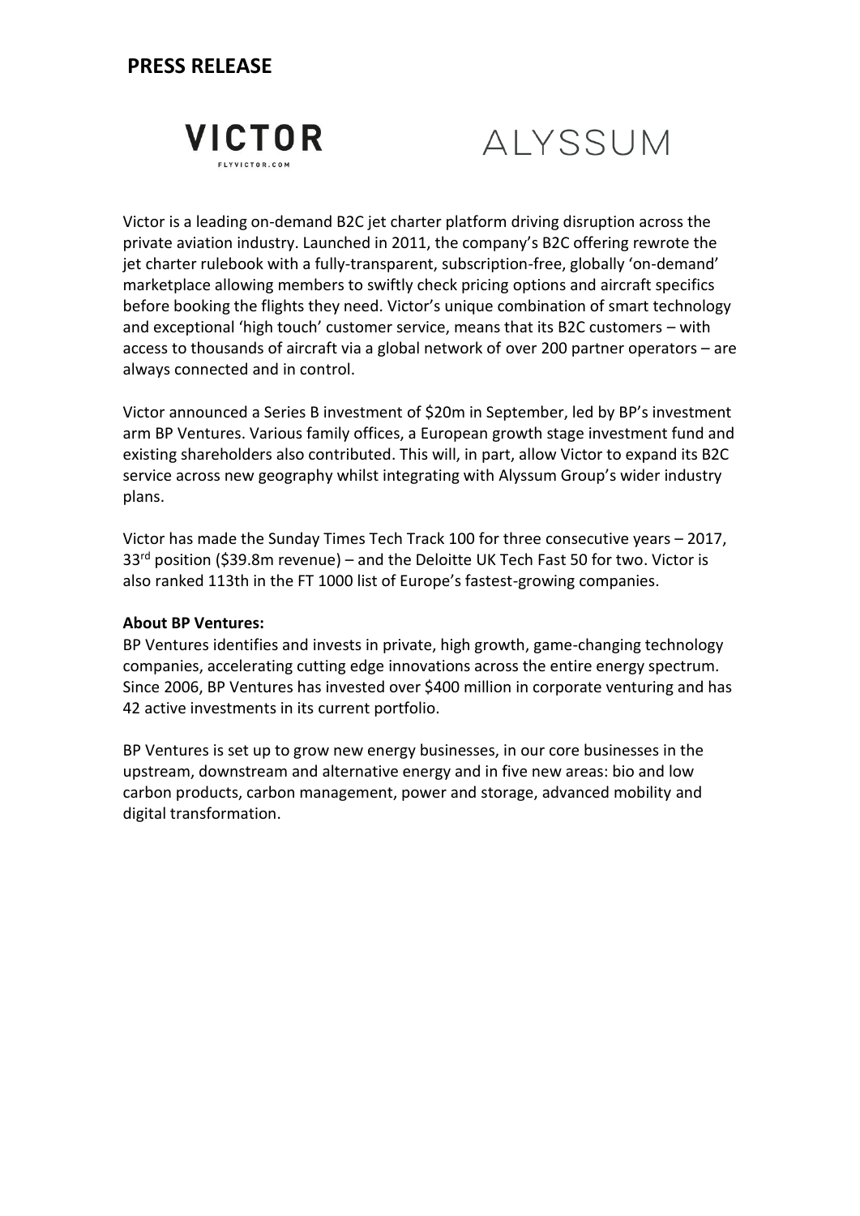**PRESS RELEASE**

VICTOR
FLYVICTOR.COM

ALYSSUM

Victor is a leading on-demand B2C jet charter platform driving disruption across the private aviation industry. Launched in 2011, the company's B2C offering rewrote the jet charter rulebook with a fully-transparent, subscription-free, globally 'on-demand' marketplace allowing members to swiftly check pricing options and aircraft specifics before booking the flights they need. Victor's unique combination of smart technology and exceptional 'high touch' customer service, means that its B2C customers – with access to thousands of aircraft via a global network of over 200 partner operators – are always connected and in control.

Victor announced a Series B investment of $20m in September, led by BP's investment arm BP Ventures. Various family offices, a European growth stage investment fund and existing shareholders also contributed. This will, in part, allow Victor to expand its B2C service across new geography whilst integrating with Alyssum Group's wider industry plans.

Victor has made the Sunday Times Tech Track 100 for three consecutive years – 2017, 33rd position ($39.8m revenue) – and the Deloitte UK Tech Fast 50 for two. Victor is also ranked 113th in the FT 1000 list of Europe's fastest-growing companies.

**About BP Ventures:**
BP Ventures identifies and invests in private, high growth, game-changing technology companies, accelerating cutting edge innovations across the entire energy spectrum. Since 2006, BP Ventures has invested over $400 million in corporate venturing and has 42 active investments in its current portfolio.

BP Ventures is set up to grow new energy businesses, in our core businesses in the upstream, downstream and alternative energy and in five new areas: bio and low carbon products, carbon management, power and storage, advanced mobility and digital transformation.